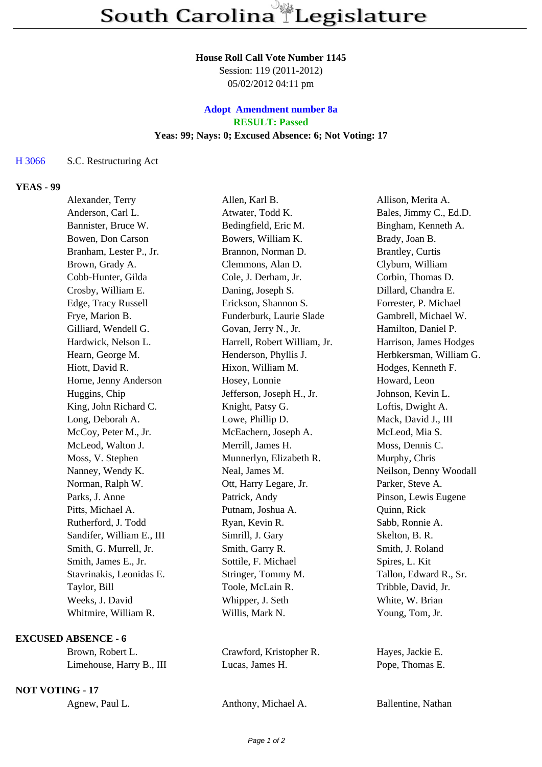# South Carolina Legislature

**House Roll Call Vote Number 1145**
Session: 119 (2011-2012)
05/02/2012 04:11 pm

**Adopt Amendment number 8a**
**RESULT: Passed**
**Yeas: 99; Nays: 0; Excused Absence: 6; Not Voting: 17**

H 3066 S.C. Restructuring Act

## YEAS - 99

| | | |
|---|---|---|
| Alexander, Terry | Allen, Karl B. | Allison, Merita A. |
| Anderson, Carl L. | Atwater, Todd K. | Bales, Jimmy C., Ed.D. |
| Bannister, Bruce W. | Bedingfield, Eric M. | Bingham, Kenneth A. |
| Bowen, Don Carson | Bowers, William K. | Brady, Joan B. |
| Branham, Lester P., Jr. | Brannon, Norman D. | Brantley, Curtis |
| Brown, Grady A. | Clemmons, Alan D. | Clyburn, William |
| Cobb-Hunter, Gilda | Cole, J. Derham, Jr. | Corbin, Thomas D. |
| Crosby, William E. | Daning, Joseph S. | Dillard, Chandra E. |
| Edge, Tracy Russell | Erickson, Shannon S. | Forrester, P. Michael |
| Frye, Marion B. | Funderburk, Laurie Slade | Gambrell, Michael W. |
| Gilliard, Wendell G. | Govan, Jerry N., Jr. | Hamilton, Daniel P. |
| Hardwick, Nelson L. | Harrell, Robert William, Jr. | Harrison, James Hodges |
| Hearn, George M. | Henderson, Phyllis J. | Herbkersman, William G. |
| Hiott, David R. | Hixon, William M. | Hodges, Kenneth F. |
| Horne, Jenny Anderson | Hosey, Lonnie | Howard, Leon |
| Huggins, Chip | Jefferson, Joseph H., Jr. | Johnson, Kevin L. |
| King, John Richard C. | Knight, Patsy G. | Loftis, Dwight A. |
| Long, Deborah A. | Lowe, Phillip D. | Mack, David J., III |
| McCoy, Peter M., Jr. | McEachern, Joseph A. | McLeod, Mia S. |
| McLeod, Walton J. | Merrill, James H. | Moss, Dennis C. |
| Moss, V. Stephen | Munnerlyn, Elizabeth R. | Murphy, Chris |
| Nanney, Wendy K. | Neal, James M. | Neilson, Denny Woodall |
| Norman, Ralph W. | Ott, Harry Legare, Jr. | Parker, Steve A. |
| Parks, J. Anne | Patrick, Andy | Pinson, Lewis Eugene |
| Pitts, Michael A. | Putnam, Joshua A. | Quinn, Rick |
| Rutherford, J. Todd | Ryan, Kevin R. | Sabb, Ronnie A. |
| Sandifer, William E., III | Simrill, J. Gary | Skelton, B. R. |
| Smith, G. Murrell, Jr. | Smith, Garry R. | Smith, J. Roland |
| Smith, James E., Jr. | Sottile, F. Michael | Spires, L. Kit |
| Stavrinakis, Leonidas E. | Stringer, Tommy M. | Tallon, Edward R., Sr. |
| Taylor, Bill | Toole, McLain R. | Tribble, David, Jr. |
| Weeks, J. David | Whipper, J. Seth | White, W. Brian |
| Whitmire, William R. | Willis, Mark N. | Young, Tom, Jr. |

## EXCUSED ABSENCE - 6

| | | |
|---|---|---|
| Brown, Robert L. | Crawford, Kristopher R. | Hayes, Jackie E. |
| Limehouse, Harry B., III | Lucas, James H. | Pope, Thomas E. |

## NOT VOTING - 17

| | | |
|---|---|---|
| Agnew, Paul L. | Anthony, Michael A. | Ballentine, Nathan |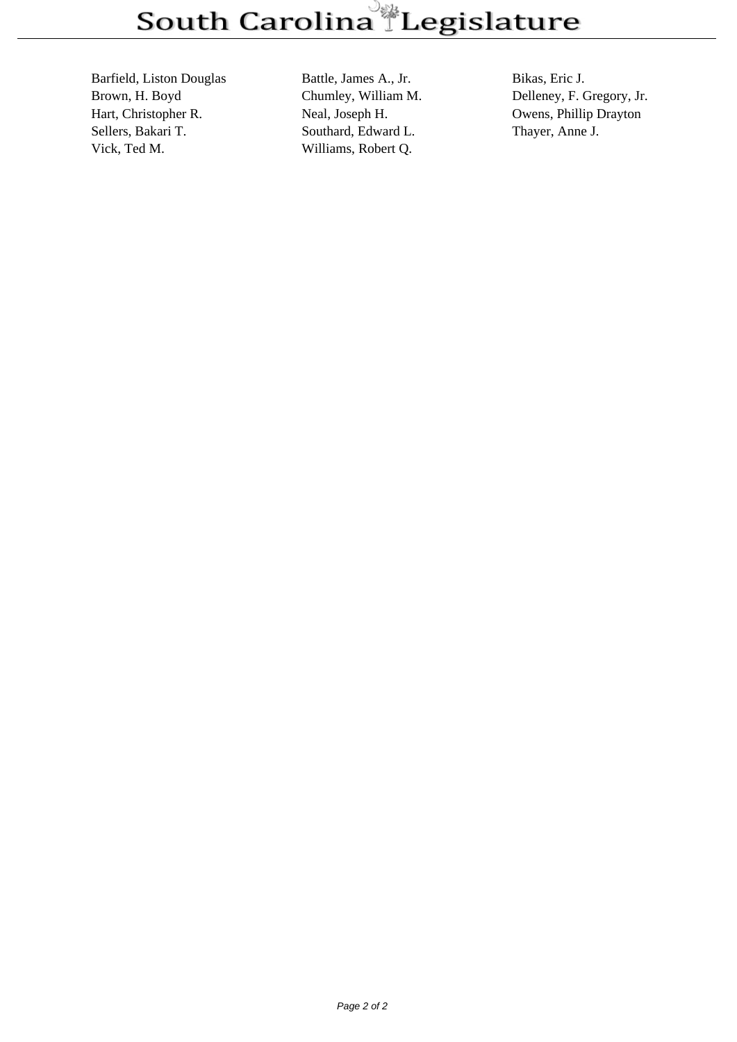Barfield, Liston Douglas
Battle, James A., Jr.
Bikas, Eric J.
Brown, H. Boyd
Chumley, William M.
Delleney, F. Gregory, Jr.
Hart, Christopher R.
Neal, Joseph H.
Owens, Phillip Drayton
Sellers, Bakari T.
Southard, Edward L.
Thayer, Anne J.
Vick, Ted M.
Williams, Robert Q.